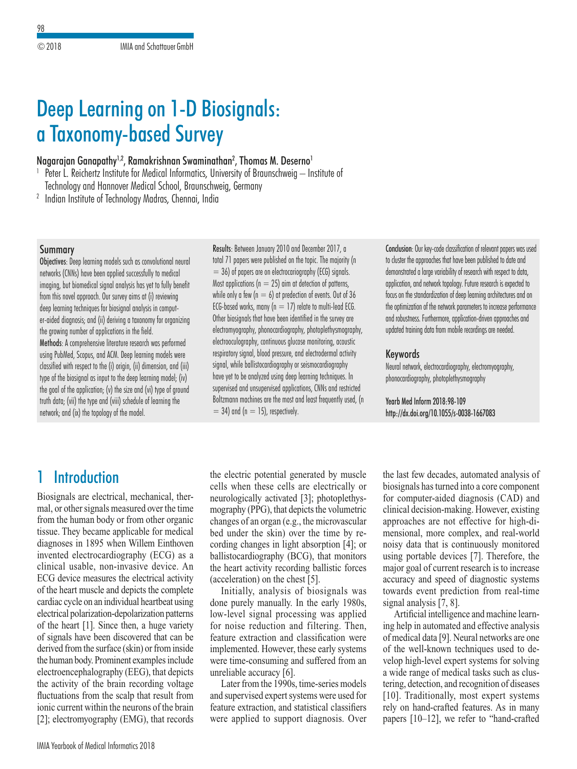# Deep Learning on 1-D Biosignals: a Taxonomy-based Survey

Nagarajan Ganapathy[1,2], Ramakrishnan Swaminathan[2], Thomas M. Deserno[1]

[1] Peter L. Reichertz Institute for Medical Informatics, University of Braunschweig – Institute of Technology and Hannover Medical School, Braunschweig, Germany

[2] Indian Institute of Technology Madras, Chennai, India

## Summary

**Objectives**: Deep learning models such as convolutional neural networks (CNNs) have been applied successfully to medical imaging, but biomedical signal analysis has yet to fully benefit from this novel approach. Our survey aims at (i) reviewing deep learning techniques for biosignal analysis in computer-aided diagnosis; and (ii) deriving a taxonomy for organizing the growing number of applications in the field.

**Methods**: A comprehensive literature research was performed using PubMed, Scopus, and ACM. Deep learning models were classified with respect to the (i) origin, (ii) dimension, and (iii) type of the biosignal as input to the deep learning model; (iv) the goal of the application; (v) the size and (vi) type of ground truth data; (vii) the type and (viii) schedule of learning the network; and (ix) the topology of the model.

**Results**: Between January 2010 and December 2017, a total 71 papers were published on the topic. The majority ($n = 36$) of papers are on electrocariography (ECG) signals. Most applications ($n = 25$) aim at detection of patterns, while only a few ($n = 6$) at predection of events. Out of 36 ECG-based works, many ($n = 17$) relate to multi-lead ECG. Other biosignals that have been identified in the survey are electromyography, phonocardiography, photoplethysmography, electrooculography, continuous glucose monitoring, acoustic respiratory signal, blood pressure, and electrodermal activity signal, while ballistocardiography or seismocardiography have yet to be analyzed using deep learning techniques. In supervised and unsupervised applications, CNNs and restricted Boltzmann machines are the most and least frequently used, ($n = 34$) and ($n = 15$), respectively.

**Conclusion**: Our key-code classification of relevant papers was used to cluster the approaches that have been published to date and demonstrated a large variability of research with respect to data, application, and network topology. Future research is expected to focus on the standardization of deep learning architectures and on the optimization of the network parameters to increase performance and robustness. Furthermore, application-driven approaches and updated training data from mobile recordings are needed.

## Keywords

Neural network, electrocardiography, electromyography, phonocardiography, photoplethysmography

Yearb Med Inform 2018:98-109
http://dx.doi.org/10.1055/s-0038-1667083

## 1 Introduction

Biosignals are electrical, mechanical, thermal, or other signals measured over the time from the human body or from other organic tissue. They became applicable for medical diagnoses in 1895 when Willem Einthoven invented electrocardiography (ECG) as a clinical usable, non-invasive device. An ECG device measures the electrical activity of the heart muscle and depicts the complete cardiac cycle on an individual heartbeat using electrical polarization-depolarization patterns of the heart [1]. Since then, a huge variety of signals have been discovered that can be derived from the surface (skin) or from inside the human body. Prominent examples include electroencephalography (EEG), that depicts the activity of the brain recording voltage fluctuations from the scalp that result from ionic current within the neurons of the brain [2]; electromyography (EMG), that records the electric potential generated by muscle cells when these cells are electrically or neurologically activated [3]; photoplethysmography (PPG), that depicts the volumetric changes of an organ (e.g., the microvascular bed under the skin) over the time by recording changes in light absorption [4]; or ballistocardiography (BCG), that monitors the heart activity recording ballistic forces (acceleration) on the chest [5].

Initially, analysis of biosignals was done purely manually. In the early 1980s, low-level signal processing was applied for noise reduction and filtering. Then, feature extraction and classification were implemented. However, these early systems were time-consuming and suffered from an unreliable accuracy [6].

Later from the 1990s, time-series models and supervised expert systems were used for feature extraction, and statistical classifiers were applied to support diagnosis. Over the last few decades, automated analysis of biosignals has turned into a core component for computer-aided diagnosis (CAD) and clinical decision-making. However, existing approaches are not effective for high-dimensional, more complex, and real-world noisy data that is continuously monitored using portable devices [7]. Therefore, the major goal of current research is to increase accuracy and speed of diagnostic systems towards event prediction from real-time signal analysis [7, 8].

Artificial intelligence and machine learning help in automated and effective analysis of medical data [9]. Neural networks are one of the well-known techniques used to develop high-level expert systems for solving a wide range of medical tasks such as clustering, detection, and recognition of diseases [10]. Traditionally, most expert systems rely on hand-crafted features. As in many papers [10–12], we refer to "hand-crafted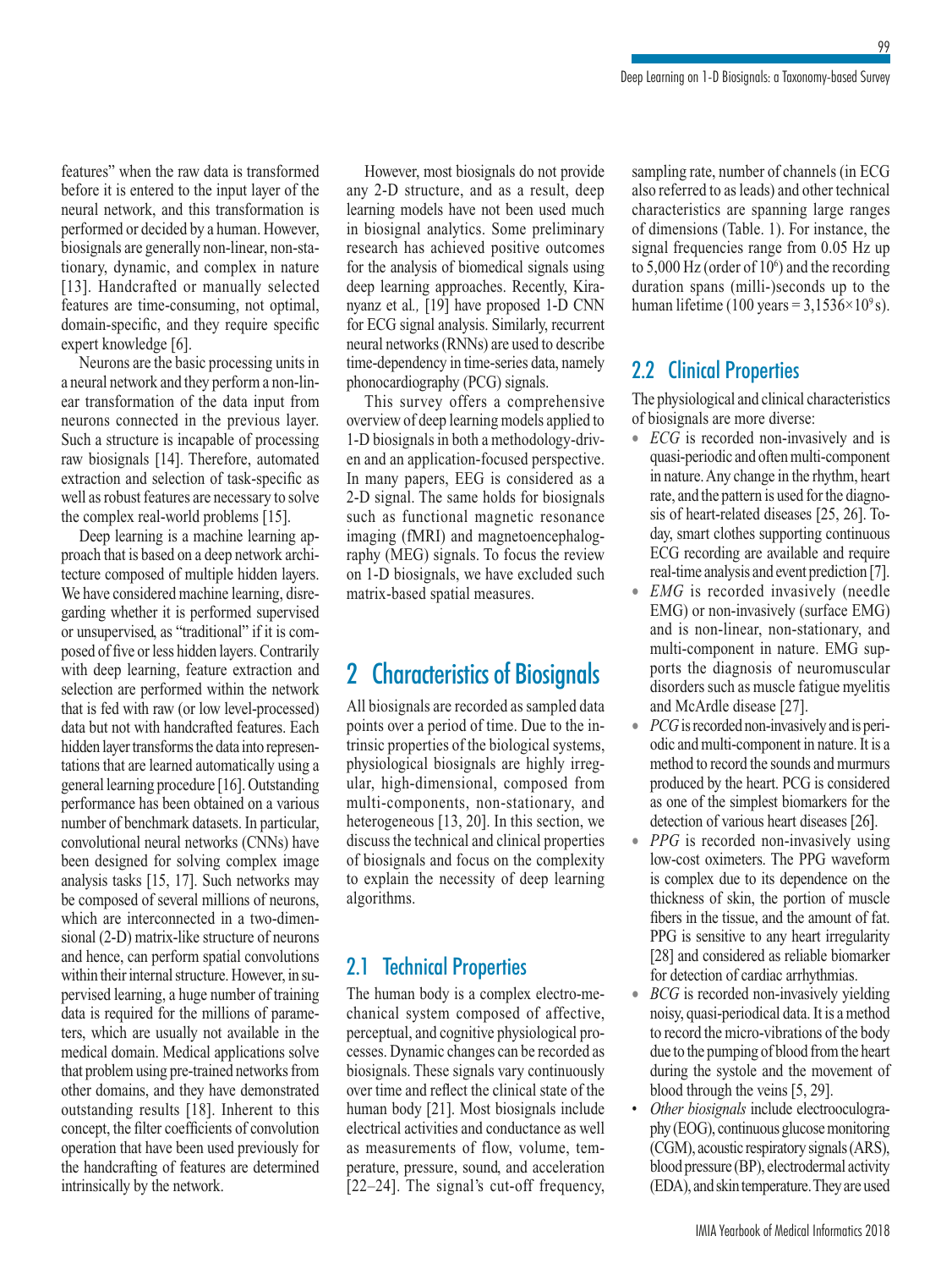features" when the raw data is transformed before it is entered to the input layer of the neural network, and this transformation is performed or decided by a human. However, biosignals are generally non-linear, non-stationary, dynamic, and complex in nature [13]. Handcrafted or manually selected features are time-consuming, not optimal, domain-specific, and they require specific expert knowledge [6].

Neurons are the basic processing units in a neural network and they perform a non-linear transformation of the data input from neurons connected in the previous layer. Such a structure is incapable of processing raw biosignals [14]. Therefore, automated extraction and selection of task-specific as well as robust features are necessary to solve the complex real-world problems [15].

Deep learning is a machine learning approach that is based on a deep network architecture composed of multiple hidden layers. We have considered machine learning, disregarding whether it is performed supervised or unsupervised, as "traditional" if it is composed of five or less hidden layers. Contrarily with deep learning, feature extraction and selection are performed within the network that is fed with raw (or low level-processed) data but not with handcrafted features. Each hidden layer transforms the data into representations that are learned automatically using a general learning procedure [16]. Outstanding performance has been obtained on a various number of benchmark datasets. In particular, convolutional neural networks (CNNs) have been designed for solving complex image analysis tasks [15, 17]. Such networks may be composed of several millions of neurons, which are interconnected in a two-dimensional (2-D) matrix-like structure of neurons and hence, can perform spatial convolutions within their internal structure. However, in supervised learning, a huge number of training data is required for the millions of parameters, which are usually not available in the medical domain. Medical applications solve that problem using pre-trained networks from other domains, and they have demonstrated outstanding results [18]. Inherent to this concept, the filter coefficients of convolution operation that have been used previously for the handcrafting of features are determined intrinsically by the network.

However, most biosignals do not provide any 2-D structure, and as a result, deep learning models have not been used much in biosignal analytics. Some preliminary research has achieved positive outcomes for the analysis of biomedical signals using deep learning approaches. Recently, Kiranyanz et al., [19] have proposed 1-D CNN for ECG signal analysis. Similarly, recurrent neural networks (RNNs) are used to describe time-dependency in time-series data, namely phonocardiography (PCG) signals.

This survey offers a comprehensive overview of deep learning models applied to 1-D biosignals in both a methodology-driven and an application-focused perspective. In many papers, EEG is considered as a 2-D signal. The same holds for biosignals such as functional magnetic resonance imaging (fMRI) and magnetoencephalography (MEG) signals. To focus the review on 1-D biosignals, we have excluded such matrix-based spatial measures.

## 2 Characteristics of Biosignals

All biosignals are recorded as sampled data points over a period of time. Due to the intrinsic properties of the biological systems, physiological biosignals are highly irregular, high-dimensional, composed from multi-components, non-stationary, and heterogeneous [13, 20]. In this section, we discuss the technical and clinical properties of biosignals and focus on the complexity to explain the necessity of deep learning algorithms.

### 2.1 Technical Properties

The human body is a complex electro-mechanical system composed of affective, perceptual, and cognitive physiological processes. Dynamic changes can be recorded as biosignals. These signals vary continuously over time and reflect the clinical state of the human body [21]. Most biosignals include electrical activities and conductance as well as measurements of flow, volume, temperature, pressure, sound, and acceleration [22–24]. The signal's cut-off frequency, sampling rate, number of channels (in ECG also referred to as leads) and other technical characteristics are spanning large ranges of dimensions (Table. 1). For instance, the signal frequencies range from 0.05 Hz up to 5,000 Hz (order of $10^6$) and the recording duration spans (milli-)seconds up to the human lifetime (100 years = $3{,}1536\times10^9$ s).

### 2.2 Clinical Properties

The physiological and clinical characteristics of biosignals are more diverse:

- *ECG* is recorded non-invasively and is quasi-periodic and often multi-component in nature. Any change in the rhythm, heart rate, and the pattern is used for the diagnosis of heart-related diseases [25, 26]. Today, smart clothes supporting continuous ECG recording are available and require real-time analysis and event prediction [7].
- *EMG* is recorded invasively (needle EMG) or non-invasively (surface EMG) and is non-linear, non-stationary, and multi-component in nature. EMG supports the diagnosis of neuromuscular disorders such as muscle fatigue myelitis and McArdle disease [27].
- *PCG* is recorded non-invasively and is periodic and multi-component in nature. It is a method to record the sounds and murmurs produced by the heart. PCG is considered as one of the simplest biomarkers for the detection of various heart diseases [26].
- *PPG* is recorded non-invasively using low-cost oximeters. The PPG waveform is complex due to its dependence on the thickness of skin, the portion of muscle fibers in the tissue, and the amount of fat. PPG is sensitive to any heart irregularity [28] and considered as reliable biomarker for detection of cardiac arrhythmias.
- *BCG* is recorded non-invasively yielding noisy, quasi-periodical data. It is a method to record the micro-vibrations of the body due to the pumping of blood from the heart during the systole and the movement of blood through the veins [5, 29].
- *Other biosignals* include electrooculography (EOG), continuous glucose monitoring (CGM), acoustic respiratory signals (ARS), blood pressure (BP), electrodermal activity (EDA), and skin temperature. They are used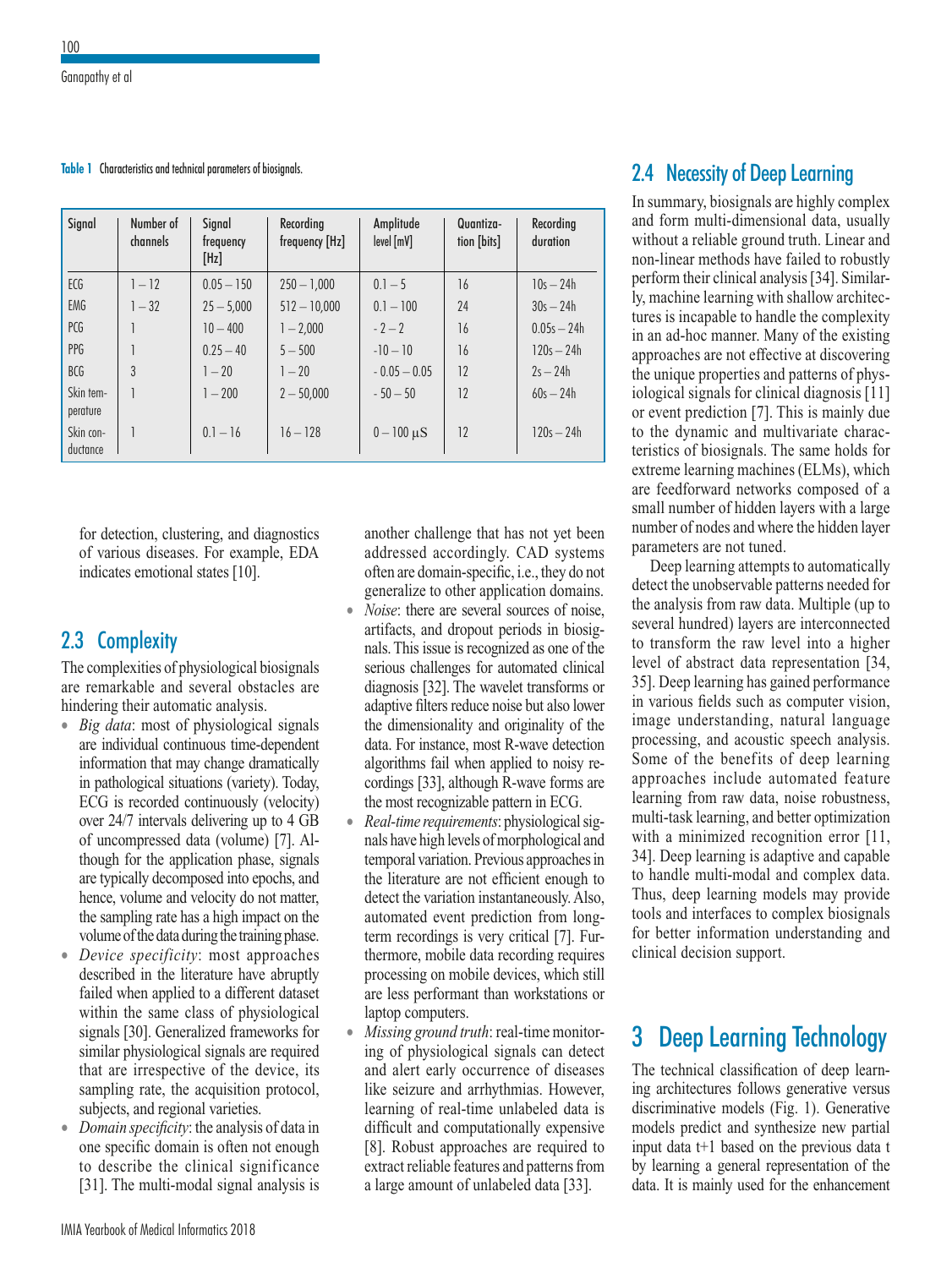**Table 1** Characteristics and technical parameters of biosignals.

| Signal | Number of channels | Signal frequency [Hz] | Recording frequency [Hz] | Amplitude level [mV] | Quantization [bits] | Recording duration |
|---|---|---|---|---|---|---|
| ECG | 1 – 12 | 0.05 – 150 | 250 – 1,000 | 0.1 – 5 | 16 | 10s – 24h |
| EMG | 1 – 32 | 25 – 5,000 | 512 – 10,000 | 0.1 – 100 | 24 | 30s – 24h |
| PCG | 1 | 10 – 400 | 1 – 2,000 | - 2 – 2 | 16 | 0.05s – 24h |
| PPG | 1 | 0.25 – 40 | 5 – 500 | -10 – 10 | 16 | 120s – 24h |
| BCG | 3 | 1 – 20 | 1 – 20 | - 0.05 – 0.05 | 12 | 2s – 24h |
| Skin temperature | 1 | 1 – 200 | 2 – 50,000 | - 50 – 50 | 12 | 60s – 24h |
| Skin conductance | 1 | 0.1 – 16 | 16 – 128 | 0 – 100 µS | 12 | 120s – 24h |

for detection, clustering, and diagnostics of various diseases. For example, EDA indicates emotional states [10].

## 2.3 Complexity

The complexities of physiological biosignals are remarkable and several obstacles are hindering their automatic analysis.

- *Big data*: most of physiological signals are individual continuous time-dependent information that may change dramatically in pathological situations (variety). Today, ECG is recorded continuously (velocity) over 24/7 intervals delivering up to 4 GB of uncompressed data (volume) [7]. Although for the application phase, signals are typically decomposed into epochs, and hence, volume and velocity do not matter, the sampling rate has a high impact on the volume of the data during the training phase.
- *Device specificity*: most approaches described in the literature have abruptly failed when applied to a different dataset within the same class of physiological signals [30]. Generalized frameworks for similar physiological signals are required that are irrespective of the device, its sampling rate, the acquisition protocol, subjects, and regional varieties.
- *Domain specificity*: the analysis of data in one specific domain is often not enough to describe the clinical significance [31]. The multi-modal signal analysis is another challenge that has not yet been addressed accordingly. CAD systems often are domain-specific, i.e., they do not generalize to other application domains.
- *Noise*: there are several sources of noise, artifacts, and dropout periods in biosignals. This issue is recognized as one of the serious challenges for automated clinical diagnosis [32]. The wavelet transforms or adaptive filters reduce noise but also lower the dimensionality and originality of the data. For instance, most R-wave detection algorithms fail when applied to noisy recordings [33], although R-wave forms are the most recognizable pattern in ECG.
- *Real-time requirements*: physiological signals have high levels of morphological and temporal variation. Previous approaches in the literature are not efficient enough to detect the variation instantaneously. Also, automated event prediction from long-term recordings is very critical [7]. Furthermore, mobile data recording requires processing on mobile devices, which still are less performant than workstations or laptop computers.
- *Missing ground truth*: real-time monitoring of physiological signals can detect and alert early occurrence of diseases like seizure and arrhythmias. However, learning of real-time unlabeled data is difficult and computationally expensive [8]. Robust approaches are required to extract reliable features and patterns from a large amount of unlabeled data [33].

## 2.4 Necessity of Deep Learning

In summary, biosignals are highly complex and form multi-dimensional data, usually without a reliable ground truth. Linear and non-linear methods have failed to robustly perform their clinical analysis [34]. Similarly, machine learning with shallow architectures is incapable to handle the complexity in an ad-hoc manner. Many of the existing approaches are not effective at discovering the unique properties and patterns of physiological signals for clinical diagnosis [11] or event prediction [7]. This is mainly due to the dynamic and multivariate characteristics of biosignals. The same holds for extreme learning machines (ELMs), which are feedforward networks composed of a small number of hidden layers with a large number of nodes and where the hidden layer parameters are not tuned.

Deep learning attempts to automatically detect the unobservable patterns needed for the analysis from raw data. Multiple (up to several hundred) layers are interconnected to transform the raw level into a higher level of abstract data representation [34, 35]. Deep learning has gained performance in various fields such as computer vision, image understanding, natural language processing, and acoustic speech analysis. Some of the benefits of deep learning approaches include automated feature learning from raw data, noise robustness, multi-task learning, and better optimization with a minimized recognition error [11, 34]. Deep learning is adaptive and capable to handle multi-modal and complex data. Thus, deep learning models may provide tools and interfaces to complex biosignals for better information understanding and clinical decision support.

# 3 Deep Learning Technology

The technical classification of deep learning architectures follows generative versus discriminative models (Fig. 1). Generative models predict and synthesize new partial input data t+1 based on the previous data t by learning a general representation of the data. It is mainly used for the enhancement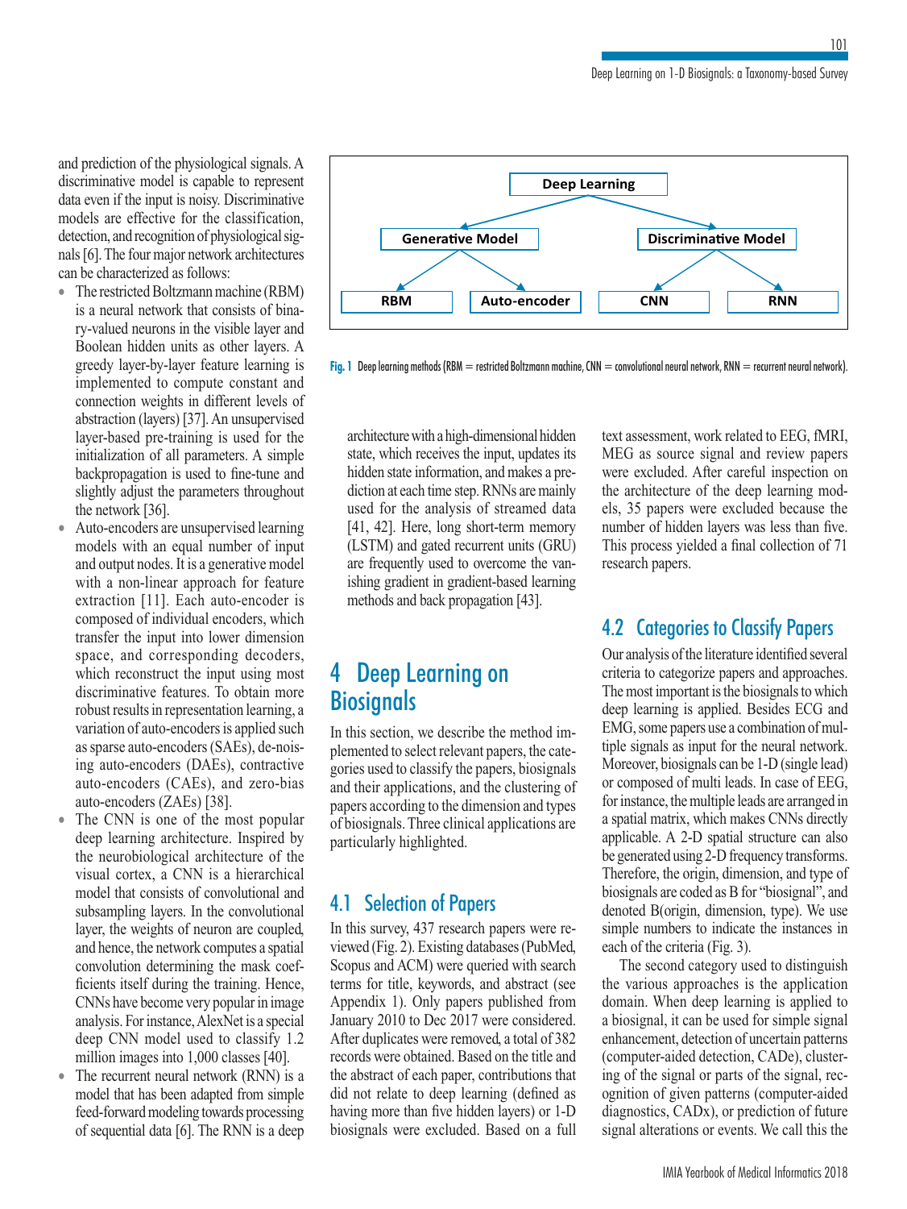and prediction of the physiological signals. A discriminative model is capable to represent data even if the input is noisy. Discriminative models are effective for the classification, detection, and recognition of physiological signals [6]. The four major network architectures can be characterized as follows:

- The restricted Boltzmann machine (RBM) is a neural network that consists of binary-valued neurons in the visible layer and Boolean hidden units as other layers. A greedy layer-by-layer feature learning is implemented to compute constant and connection weights in different levels of abstraction (layers) [37]. An unsupervised layer-based pre-training is used for the initialization of all parameters. A simple backpropagation is used to fine-tune and slightly adjust the parameters throughout the network [36].
- Auto-encoders are unsupervised learning models with an equal number of input and output nodes. It is a generative model with a non-linear approach for feature extraction [11]. Each auto-encoder is composed of individual encoders, which transfer the input into lower dimension space, and corresponding decoders, which reconstruct the input using most discriminative features. To obtain more robust results in representation learning, a variation of auto-encoders is applied such as sparse auto-encoders (SAEs), de-noising auto-encoders (DAEs), contractive auto-encoders (CAEs), and zero-bias auto-encoders (ZAEs) [38].
- The CNN is one of the most popular deep learning architecture. Inspired by the neurobiological architecture of the visual cortex, a CNN is a hierarchical model that consists of convolutional and subsampling layers. In the convolutional layer, the weights of neuron are coupled, and hence, the network computes a spatial convolution determining the mask coefficients itself during the training. Hence, CNNs have become very popular in image analysis. For instance, AlexNet is a special deep CNN model used to classify 1.2 million images into 1,000 classes [40].
- The recurrent neural network (RNN) is a model that has been adapted from simple feed-forward modeling towards processing of sequential data [6]. The RNN is a deep architecture with a high-dimensional hidden state, which receives the input, updates its hidden state information, and makes a prediction at each time step. RNNs are mainly used for the analysis of streamed data [41, 42]. Here, long short-term memory (LSTM) and gated recurrent units (GRU) are frequently used to overcome the vanishing gradient in gradient-based learning methods and back propagation [43].

Deep Learning → Generative Model (RBM, Auto-encoder); Discriminative Model (CNN, RNN)

**Fig. 1** Deep learning methods (RBM = restricted Boltzmann machine, CNN = convolutional neural network, RNN = recurrent neural network).

# 4 Deep Learning on Biosignals

In this section, we describe the method implemented to select relevant papers, the categories used to classify the papers, biosignals and their applications, and the clustering of papers according to the dimension and types of biosignals. Three clinical applications are particularly highlighted.

## 4.1 Selection of Papers

In this survey, 437 research papers were reviewed (Fig. 2). Existing databases (PubMed, Scopus and ACM) were queried with search terms for title, keywords, and abstract (see Appendix 1). Only papers published from January 2010 to Dec 2017 were considered. After duplicates were removed, a total of 382 records were obtained. Based on the title and the abstract of each paper, contributions that did not relate to deep learning (defined as having more than five hidden layers) or 1-D biosignals were excluded. Based on a full text assessment, work related to EEG, fMRI, MEG as source signal and review papers were excluded. After careful inspection on the architecture of the deep learning models, 35 papers were excluded because the number of hidden layers was less than five. This process yielded a final collection of 71 research papers.

## 4.2 Categories to Classify Papers

Our analysis of the literature identified several criteria to categorize papers and approaches. The most important is the biosignals to which deep learning is applied. Besides ECG and EMG, some papers use a combination of multiple signals as input for the neural network. Moreover, biosignals can be 1-D (single lead) or composed of multi leads. In case of EEG, for instance, the multiple leads are arranged in a spatial matrix, which makes CNNs directly applicable. A 2-D spatial structure can also be generated using 2-D frequency transforms. Therefore, the origin, dimension, and type of biosignals are coded as B for "biosignal", and denoted B(origin, dimension, type). We use simple numbers to indicate the instances in each of the criteria (Fig. 3).

The second category used to distinguish the various approaches is the application domain. When deep learning is applied to a biosignal, it can be used for simple signal enhancement, detection of uncertain patterns (computer-aided detection, CADe), clustering of the signal or parts of the signal, recognition of given patterns (computer-aided diagnostics, CADx), or prediction of future signal alterations or events. We call this the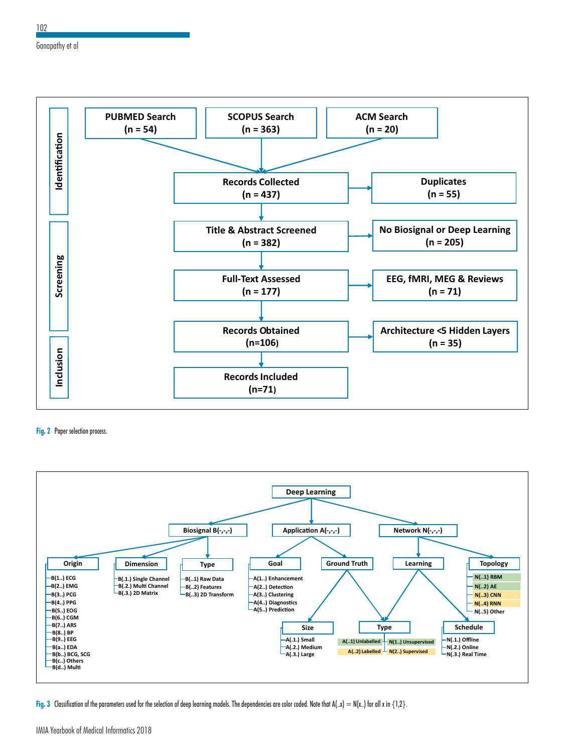**Identification**

- PUBMED Search (n = 54)
- SCOPUS Search (n = 363)
- ACM Search (n = 20)

Records Collected (n = 437) → Duplicates (n = 55)

**Screening**

Title & Abstract Screened (n = 382) → No Biosignal or Deep Learning (n = 205)

Full-Text Assessed (n = 177) → EEG, fMRI, MEG & Reviews (n = 71)

**Inclusion**

Records Obtained (n=106) → Architecture <5 Hidden Layers (n = 35)

Records Included (n=71)

Fig. 2 Paper selection process.

**Deep Learning**

- **Biosignal B(-,-,-)**
  - Origin: B(1..) ECG, B(2..) EMG, B(3..) PCG, B(4..) PPG, B(5..) EOG, B(6..) CGM, B(7..) ARS, B(8..) BP, B(9..) EEG, B(a..) EDA, B(b..) BCG, SCG, B(c..) Others, B(d..) Multi
  - Dimension: B(.1.) Single Channel, B(.2.) Multi Channel, B(.3.) 2D Matrix
  - Type: B(..1) Raw Data, B(..2) Features, B(..3) 2D Transform
- **Application A(-,-,-)**
  - Goal: A(1..) Enhancement, A(2..) Detection, A(3..) Clustering, A(4..) Diagnostics, A(5..) Prediction
  - Ground Truth
    - Size: A(.1.) Small, A(.2.) Medium, A(.3.) Large
    - Type: A(..1) Unlabelled, A(..2) Labelled
- **Network N(-,-,-)**
  - Learning
    - Type: N(1..) Unsupervised, N(2..) Supervised
    - Schedule: N(.1.) Offline, N(.2.) Online, N(.3.) Real Time
  - Topology: N(..1) RBM, N(..2) AE, N(..3) CNN, N(..4) RNN, N(..5) Other

Fig. 3 Classification of the parameters used for the selection of deep learning models. The dependencies are color coded. Note that A(..x) = N(x..) for all x in {1,2}.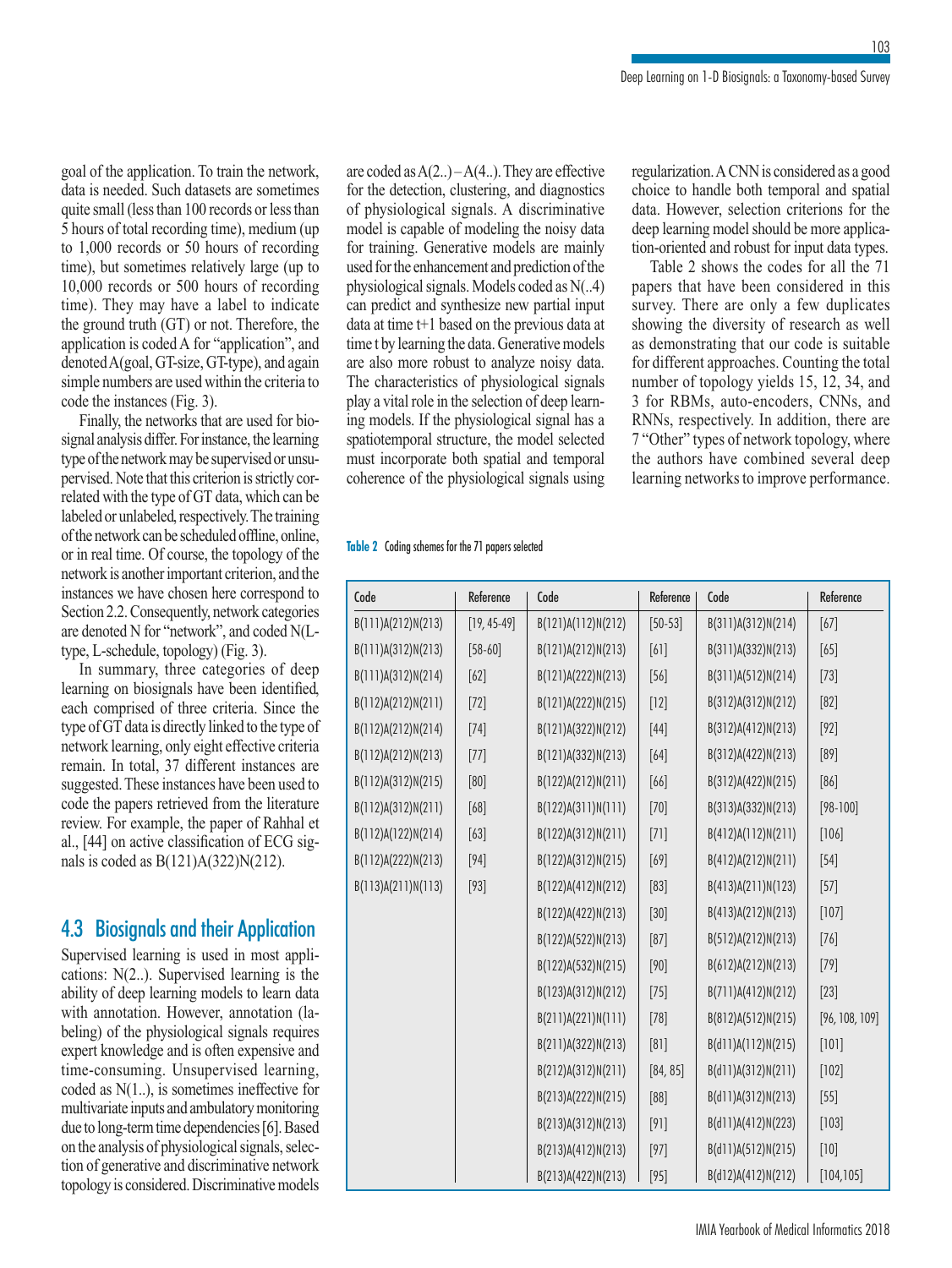goal of the application. To train the network, data is needed. Such datasets are sometimes quite small (less than 100 records or less than 5 hours of total recording time), medium (up to 1,000 records or 50 hours of recording time), but sometimes relatively large (up to 10,000 records or 500 hours of recording time). They may have a label to indicate the ground truth (GT) or not. Therefore, the application is coded A for "application", and denoted A(goal, GT-size, GT-type), and again simple numbers are used within the criteria to code the instances (Fig. 3).

Finally, the networks that are used for biosignal analysis differ. For instance, the learning type of the network may be supervised or unsupervised. Note that this criterion is strictly correlated with the type of GT data, which can be labeled or unlabeled, respectively. The training of the network can be scheduled offline, online, or in real time. Of course, the topology of the network is another important criterion, and the instances we have chosen here correspond to Section 2.2. Consequently, network categories are denoted N for "network", and coded N(L-type, L-schedule, topology) (Fig. 3).

In summary, three categories of deep learning on biosignals have been identified, each comprised of three criteria. Since the type of GT data is directly linked to the type of network learning, only eight effective criteria remain. In total, 37 different instances are suggested. These instances have been used to code the papers retrieved from the literature review. For example, the paper of Rahhal et al., [44] on active classification of ECG signals is coded as B(121)A(322)N(212).

## 4.3 Biosignals and their Application

Supervised learning is used in most applications: N(2..). Supervised learning is the ability of deep learning models to learn data with annotation. However, annotation (labeling) of the physiological signals requires expert knowledge and is often expensive and time-consuming. Unsupervised learning, coded as N(1..), is sometimes ineffective for multivariate inputs and ambulatory monitoring due to long-term time dependencies [6]. Based on the analysis of physiological signals, selection of generative and discriminative network topology is considered. Discriminative models are coded as A(2..) – A(4..). They are effective for the detection, clustering, and diagnostics of physiological signals. A discriminative model is capable of modeling the noisy data for training. Generative models are mainly used for the enhancement and prediction of the physiological signals. Models coded as N(..4) can predict and synthesize new partial input data at time t+1 based on the previous data at time t by learning the data. Generative models are also more robust to analyze noisy data. The characteristics of physiological signals play a vital role in the selection of deep learning models. If the physiological signal has a spatiotemporal structure, the model selected must incorporate both spatial and temporal coherence of the physiological signals using regularization. A CNN is considered as a good choice to handle both temporal and spatial data. However, selection criterions for the deep learning model should be more application-oriented and robust for input data types.

Table 2 shows the codes for all the 71 papers that have been considered in this survey. There are only a few duplicates showing the diversity of research as well as demonstrating that our code is suitable for different approaches. Counting the total number of topology yields 15, 12, 34, and 3 for RBMs, auto-encoders, CNNs, and RNNs, respectively. In addition, there are 7 "Other" types of network topology, where the authors have combined several deep learning networks to improve performance.

**Table 2** Coding schemes for the 71 papers selected

| Code | Reference | Code | Reference | Code | Reference |
|---|---|---|---|---|---|
| B(111)A(212)N(213) | [19, 45-49] | B(121)A(112)N(212) | [50-53] | B(311)A(312)N(214) | [67] |
| B(111)A(312)N(213) | [58-60] | B(121)A(212)N(213) | [61] | B(311)A(332)N(213) | [65] |
| B(111)A(312)N(214) | [62] | B(121)A(222)N(213) | [56] | B(311)A(512)N(214) | [73] |
| B(112)A(212)N(211) | [72] | B(121)A(222)N(215) | [12] | B(312)A(312)N(212) | [82] |
| B(112)A(212)N(214) | [74] | B(121)A(322)N(212) | [44] | B(312)A(412)N(213) | [92] |
| B(112)A(212)N(213) | [77] | B(121)A(332)N(213) | [64] | B(312)A(422)N(213) | [89] |
| B(112)A(312)N(215) | [80] | B(122)A(212)N(211) | [66] | B(312)A(422)N(215) | [86] |
| B(112)A(312)N(211) | [68] | B(122)A(311)N(111) | [70] | B(313)A(332)N(213) | [98-100] |
| B(112)A(122)N(214) | [63] | B(122)A(312)N(211) | [71] | B(412)A(112)N(211) | [106] |
| B(112)A(222)N(213) | [94] | B(122)A(312)N(215) | [69] | B(412)A(212)N(211) | [54] |
| B(113)A(211)N(113) | [93] | B(122)A(412)N(212) | [83] | B(413)A(211)N(123) | [57] |
| | | B(122)A(422)N(213) | [30] | B(413)A(212)N(213) | [107] |
| | | B(122)A(522)N(213) | [87] | B(512)A(212)N(213) | [76] |
| | | B(122)A(532)N(215) | [90] | B(612)A(212)N(213) | [79] |
| | | B(123)A(312)N(212) | [75] | B(711)A(412)N(212) | [23] |
| | | B(211)A(221)N(111) | [78] | B(812)A(512)N(215) | [96, 108, 109] |
| | | B(211)A(322)N(213) | [81] | B(d11)A(112)N(215) | [101] |
| | | B(212)A(312)N(211) | [84, 85] | B(d11)A(312)N(211) | [102] |
| | | B(213)A(222)N(215) | [88] | B(d11)A(312)N(213) | [55] |
| | | B(213)A(312)N(213) | [91] | B(d11)A(412)N(223) | [103] |
| | | B(213)A(412)N(213) | [97] | B(d11)A(512)N(215) | [10] |
| | | B(213)A(422)N(213) | [95] | B(d12)A(412)N(212) | [104,105] |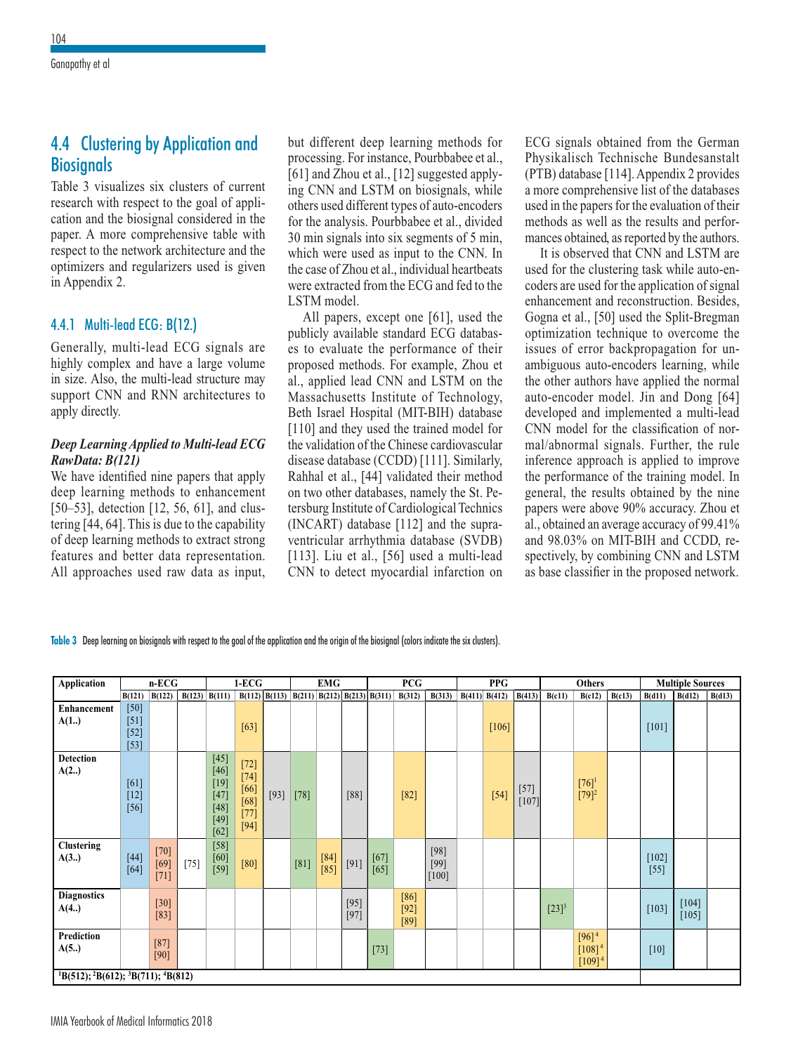## 4.4 Clustering by Application and Biosignals

Table 3 visualizes six clusters of current research with respect to the goal of application and the biosignal considered in the paper. A more comprehensive table with respect to the network architecture and the optimizers and regularizers used is given in Appendix 2.

### 4.4.1 Multi-lead ECG: B(12.)

Generally, multi-lead ECG signals are highly complex and have a large volume in size. Also, the multi-lead structure may support CNN and RNN architectures to apply directly.

***Deep Learning Applied to Multi-lead ECG RawData: B(121)***

We have identified nine papers that apply deep learning methods to enhancement [50–53], detection [12, 56, 61], and clustering [44, 64]. This is due to the capability of deep learning methods to extract strong features and better data representation. All approaches used raw data as input, but different deep learning methods for processing. For instance, Pourbbabee et al., [61] and Zhou et al., [12] suggested applying CNN and LSTM on biosignals, while others used different types of auto-encoders for the analysis. Pourbbabee et al., divided 30 min signals into six segments of 5 min, which were used as input to the CNN. In the case of Zhou et al., individual heartbeats were extracted from the ECG and fed to the LSTM model.

All papers, except one [61], used the publicly available standard ECG databases to evaluate the performance of their proposed methods. For example, Zhou et al., applied lead CNN and LSTM on the Massachusetts Institute of Technology, Beth Israel Hospital (MIT-BIH) database [110] and they used the trained model for the validation of the Chinese cardiovascular disease database (CCDD) [111]. Similarly, Rahhal et al., [44] validated their method on two other databases, namely the St. Petersburg Institute of Cardiological Technics (INCART) database [112] and the supraventricular arrhythmia database (SVDB) [113]. Liu et al., [56] used a multi-lead CNN to detect myocardial infarction on ECG signals obtained from the German Physikalisch Technische Bundesanstalt (PTB) database [114]. Appendix 2 provides a more comprehensive list of the databases used in the papers for the evaluation of their methods as well as the results and performances obtained, as reported by the authors.

It is observed that CNN and LSTM are used for the clustering task while auto-encoders are used for the application of signal enhancement and reconstruction. Besides, Gogna et al., [50] used the Split-Bregman optimization technique to overcome the issues of error backpropagation for unambiguous auto-encoders learning, while the other authors have applied the normal auto-encoder model. Jin and Dong [64] developed and implemented a multi-lead CNN model for the classification of normal/abnormal signals. Further, the rule inference approach is applied to improve the performance of the training model. In general, the results obtained by the nine papers were above 90% accuracy. Zhou et al., obtained an average accuracy of 99.41% and 98.03% on MIT-BIH and CCDD, respectively, by combining CNN and LSTM as base classifier in the proposed network.

**Table 3** Deep learning on biosignals with respect to the goal of the application and the origin of the biosignal (colors indicate the six clusters).

| Application | n-ECG | | | 1-ECG | | | EMG | | | PCG | | | PPG | | | Others | | | Multiple Sources | | |
|---|---|---|---|---|---|---|---|---|---|---|---|---|---|---|---|---|---|---|---|---|---|
| | B(121) | B(122) | B(123) | B(111) | B(112) | B(113) | B(211) | B(212) | B(213) | B(311) | B(312) | B(313) | B(411) | B(412) | B(413) | B(c11) | B(c12) | B(c13) | B(d11) | B(d12) | B(d13) |
| **Enhancement A(1..)** | [50] [51] [52] [53] | | | | [63] | | | | | | | | | [106] | | | | | [101] | | |
| **Detection A(2..)** | [61] [12] [56] | | | [45] [46] [19] [47] [48] [49] [62] | [72] [74] [66] [68] [77] [94] | [93] | [78] | | [88] | | [82] | | | [54] | [57] [107] | | [76][1] [79][2] | | | | |
| **Clustering A(3..)** | [44] [64] | [70] [69] [71] | [75] | [58] [60] [59] | [80] | | [81] | [84] [85] | [91] | [67] [65] | | [98] [99] [100] | | | | | | | [102] [55] | | |
| **Diagnostics A(4..)** | | [30] [83] | | | | | | | [95] [97] | | [86] [92] [89] | | | | | [23][3] | | | [103] | [104] [105] | |
| **Prediction A(5..)** | | [87] [90] | | | | | | | | [73] | | | | | | | [96][4] [108][4] [109][4] | | [10] | | |

[1]B(512); [2]B(612); [3]B(711); [4]B(812)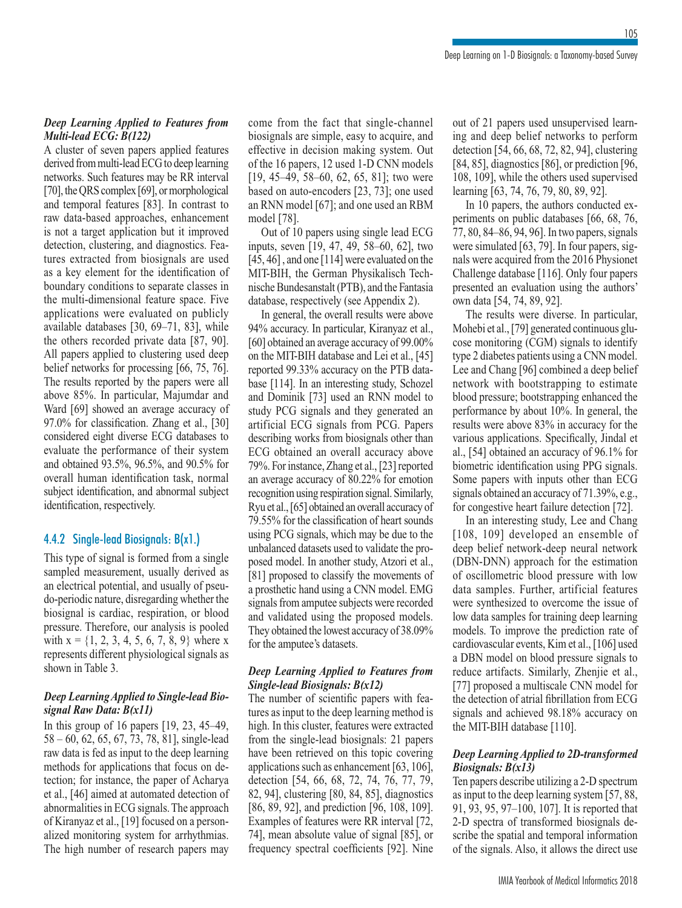#### *Deep Learning Applied to Features from Multi-lead ECG: B(122)*

A cluster of seven papers applied features derived from multi-lead ECG to deep learning networks. Such features may be RR interval [70], the QRS complex [69], or morphological and temporal features [83]. In contrast to raw data-based approaches, enhancement is not a target application but it improved detection, clustering, and diagnostics. Features extracted from biosignals are used as a key element for the identification of boundary conditions to separate classes in the multi-dimensional feature space. Five applications were evaluated on publicly available databases [30, 69–71, 83], while the others recorded private data [87, 90]. All papers applied to clustering used deep belief networks for processing [66, 75, 76]. The results reported by the papers were all above 85%. In particular, Majumdar and Ward [69] showed an average accuracy of 97.0% for classification. Zhang et al., [30] considered eight diverse ECG databases to evaluate the performance of their system and obtained 93.5%, 96.5%, and 90.5% for overall human identification task, normal subject identification, and abnormal subject identification, respectively.

### 4.4.2 Single-lead Biosignals: B(x1.)

This type of signal is formed from a single sampled measurement, usually derived as an electrical potential, and usually of pseudo-periodic nature, disregarding whether the biosignal is cardiac, respiration, or blood pressure. Therefore, our analysis is pooled with x = {1, 2, 3, 4, 5, 6, 7, 8, 9} where x represents different physiological signals as shown in Table 3.

#### *Deep Learning Applied to Single-lead Biosignal Raw Data: B(x11)*

In this group of 16 papers [19, 23, 45–49, 58 – 60, 62, 65, 67, 73, 78, 81], single-lead raw data is fed as input to the deep learning methods for applications that focus on detection; for instance, the paper of Acharya et al., [46] aimed at automated detection of abnormalities in ECG signals. The approach of Kiranyaz et al., [19] focused on a personalized monitoring system for arrhythmias. The high number of research papers may come from the fact that single-channel biosignals are simple, easy to acquire, and effective in decision making system. Out of the 16 papers, 12 used 1-D CNN models [19, 45–49, 58–60, 62, 65, 81]; two were based on auto-encoders [23, 73]; one used an RNN model [67]; and one used an RBM model [78].

Out of 10 papers using single lead ECG inputs, seven [19, 47, 49, 58–60, 62], two [45, 46] , and one [114] were evaluated on the MIT-BIH, the German Physikalisch Technische Bundesanstalt (PTB), and the Fantasia database, respectively (see Appendix 2).

In general, the overall results were above 94% accuracy. In particular, Kiranyaz et al., [60] obtained an average accuracy of 99.00% on the MIT-BIH database and Lei et al., [45] reported 99.33% accuracy on the PTB database [114]. In an interesting study, Schozel and Dominik [73] used an RNN model to study PCG signals and they generated an artificial ECG signals from PCG. Papers describing works from biosignals other than ECG obtained an overall accuracy above 79%. For instance, Zhang et al., [23] reported an average accuracy of 80.22% for emotion recognition using respiration signal. Similarly, Ryu et al., [65] obtained an overall accuracy of 79.55% for the classification of heart sounds using PCG signals, which may be due to the unbalanced datasets used to validate the proposed model. In another study, Atzori et al., [81] proposed to classify the movements of a prosthetic hand using a CNN model. EMG signals from amputee subjects were recorded and validated using the proposed models. They obtained the lowest accuracy of 38.09% for the amputee's datasets.

#### *Deep Learning Applied to Features from Single-lead Biosignals: B(x12)*

The number of scientific papers with features as input to the deep learning method is high. In this cluster, features were extracted from the single-lead biosignals: 21 papers have been retrieved on this topic covering applications such as enhancement [63, 106], detection [54, 66, 68, 72, 74, 76, 77, 79, 82, 94], clustering [80, 84, 85], diagnostics [86, 89, 92], and prediction [96, 108, 109]. Examples of features were RR interval [72, 74], mean absolute value of signal [85], or frequency spectral coefficients [92]. Nine out of 21 papers used unsupervised learning and deep belief networks to perform detection [54, 66, 68, 72, 82, 94], clustering [84, 85], diagnostics [86], or prediction [96, 108, 109], while the others used supervised learning [63, 74, 76, 79, 80, 89, 92].

In 10 papers, the authors conducted experiments on public databases [66, 68, 76, 77, 80, 84–86, 94, 96]. In two papers, signals were simulated [63, 79]. In four papers, signals were acquired from the 2016 Physionet Challenge database [116]. Only four papers presented an evaluation using the authors' own data [54, 74, 89, 92].

The results were diverse. In particular, Mohebi et al., [79] generated continuous glucose monitoring (CGM) signals to identify type 2 diabetes patients using a CNN model. Lee and Chang [96] combined a deep belief network with bootstrapping to estimate blood pressure; bootstrapping enhanced the performance by about 10%. In general, the results were above 83% in accuracy for the various applications. Specifically, Jindal et al., [54] obtained an accuracy of 96.1% for biometric identification using PPG signals. Some papers with inputs other than ECG signals obtained an accuracy of 71.39%, e.g., for congestive heart failure detection [72].

In an interesting study, Lee and Chang [108, 109] developed an ensemble of deep belief network-deep neural network (DBN-DNN) approach for the estimation of oscillometric blood pressure with low data samples. Further, artificial features were synthesized to overcome the issue of low data samples for training deep learning models. To improve the prediction rate of cardiovascular events, Kim et al., [106] used a DBN model on blood pressure signals to reduce artifacts. Similarly, Zhenjie et al., [77] proposed a multiscale CNN model for the detection of atrial fibrillation from ECG signals and achieved 98.18% accuracy on the MIT-BIH database [110].

#### *Deep Learning Applied to 2D-transformed Biosignals: B(x13)*

Ten papers describe utilizing a 2-D spectrum as input to the deep learning system [57, 88, 91, 93, 95, 97–100, 107]. It is reported that 2-D spectra of transformed biosignals describe the spatial and temporal information of the signals. Also, it allows the direct use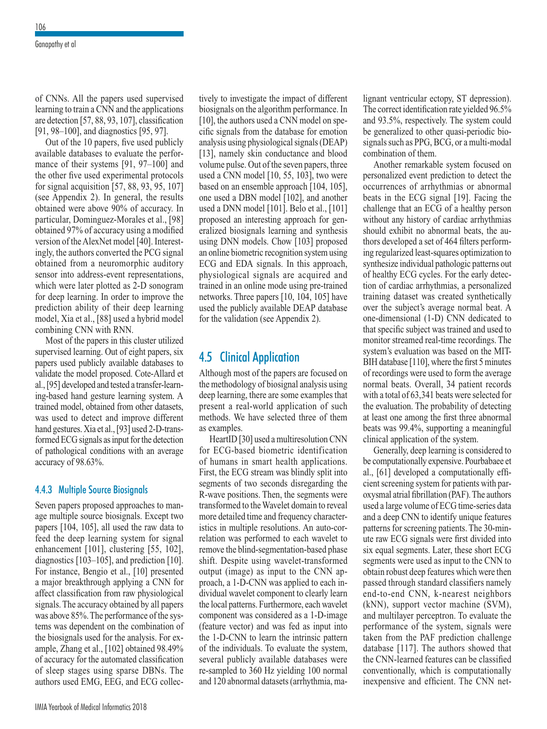of CNNs. All the papers used supervised learning to train a CNN and the applications are detection [57, 88, 93, 107], classification [91, 98–100], and diagnostics [95, 97].

Out of the 10 papers, five used publicly available databases to evaluate the performance of their systems [91, 97–100] and the other five used experimental protocols for signal acquisition [57, 88, 93, 95, 107] (see Appendix 2). In general, the results obtained were above 90% of accuracy. In particular, Dominguez-Morales et al., [98] obtained 97% of accuracy using a modified version of the AlexNet model [40]. Interestingly, the authors converted the PCG signal obtained from a neuromorphic auditory sensor into address-event representations, which were later plotted as 2-D sonogram for deep learning. In order to improve the prediction ability of their deep learning model, Xia et al., [88] used a hybrid model combining CNN with RNN.

Most of the papers in this cluster utilized supervised learning. Out of eight papers, six papers used publicly available databases to validate the model proposed. Cote-Allard et al., [95] developed and tested a transfer-learning-based hand gesture learning system. A trained model, obtained from other datasets, was used to detect and improve different hand gestures. Xia et al., [93] used 2-D-transformed ECG signals as input for the detection of pathological conditions with an average accuracy of 98.63%.

### 4.4.3 Multiple Source Biosignals

Seven papers proposed approaches to manage multiple source biosignals. Except two papers [104, 105], all used the raw data to feed the deep learning system for signal enhancement [101], clustering [55, 102], diagnostics [103–105], and prediction [10]. For instance, Bengio et al., [10] presented a major breakthrough applying a CNN for affect classification from raw physiological signals. The accuracy obtained by all papers was above 85%. The performance of the systems was dependent on the combination of the biosignals used for the analysis. For example, Zhang et al., [102] obtained 98.49% of accuracy for the automated classification of sleep stages using sparse DBNs. The authors used EMG, EEG, and ECG collectively to investigate the impact of different biosignals on the algorithm performance. In [10], the authors used a CNN model on specific signals from the database for emotion analysis using physiological signals (DEAP) [13], namely skin conductance and blood volume pulse. Out of the seven papers, three used a CNN model [10, 55, 103], two were based on an ensemble approach [104, 105], one used a DBN model [102], and another used a DNN model [101]. Belo et al., [101] proposed an interesting approach for generalized biosignals learning and synthesis using DNN models. Chow [103] proposed an online biometric recognition system using ECG and EDA signals. In this approach, physiological signals are acquired and trained in an online mode using pre-trained networks. Three papers [10, 104, 105] have used the publicly available DEAP database for the validation (see Appendix 2).

## 4.5 Clinical Application

Although most of the papers are focused on the methodology of biosignal analysis using deep learning, there are some examples that present a real-world application of such methods. We have selected three of them as examples.

HeartID [30] used a multiresolution CNN for ECG-based biometric identification of humans in smart health applications. First, the ECG stream was blindly split into segments of two seconds disregarding the R-wave positions. Then, the segments were transformed to the Wavelet domain to reveal more detailed time and frequency characteristics in multiple resolutions. An auto-correlation was performed to each wavelet to remove the blind-segmentation-based phase shift. Despite using wavelet-transformed output (image) as input to the CNN approach, a 1-D-CNN was applied to each individual wavelet component to clearly learn the local patterns. Furthermore, each wavelet component was considered as a 1-D-image (feature vector) and was fed as input into the 1-D-CNN to learn the intrinsic pattern of the individuals. To evaluate the system, several publicly available databases were re-sampled to 360 Hz yielding 100 normal and 120 abnormal datasets (arrhythmia, malignant ventricular ectopy, ST depression). The correct identification rate yielded 96.5% and 93.5%, respectively. The system could be generalized to other quasi-periodic biosignals such as PPG, BCG, or a multi-modal combination of them.

Another remarkable system focused on personalized event prediction to detect the occurrences of arrhythmias or abnormal beats in the ECG signal [19]. Facing the challenge that an ECG of a healthy person without any history of cardiac arrhythmias should exhibit no abnormal beats, the authors developed a set of 464 filters performing regularized least-squares optimization to synthesize individual pathologic patterns out of healthy ECG cycles. For the early detection of cardiac arrhythmias, a personalized training dataset was created synthetically over the subject's average normal beat. A one-dimensional (1-D) CNN dedicated to that specific subject was trained and used to monitor streamed real-time recordings. The system's evaluation was based on the MIT-BIH database [110], where the first 5 minutes of recordings were used to form the average normal beats. Overall, 34 patient records with a total of 63,341 beats were selected for the evaluation. The probability of detecting at least one among the first three abnormal beats was 99.4%, supporting a meaningful clinical application of the system.

Generally, deep learning is considered to be computationally expensive. Pourbabaee et al., [61] developed a computationally efficient screening system for patients with paroxysmal atrial fibrillation (PAF). The authors used a large volume of ECG time-series data and a deep CNN to identify unique features patterns for screening patients. The 30-minute raw ECG signals were first divided into six equal segments. Later, these short ECG segments were used as input to the CNN to obtain robust deep features which were then passed through standard classifiers namely end-to-end CNN, k-nearest neighbors (kNN), support vector machine (SVM), and multilayer perceptron. To evaluate the performance of the system, signals were taken from the PAF prediction challenge database [117]. The authors showed that the CNN-learned features can be classified conventionally, which is computationally inexpensive and efficient. The CNN net-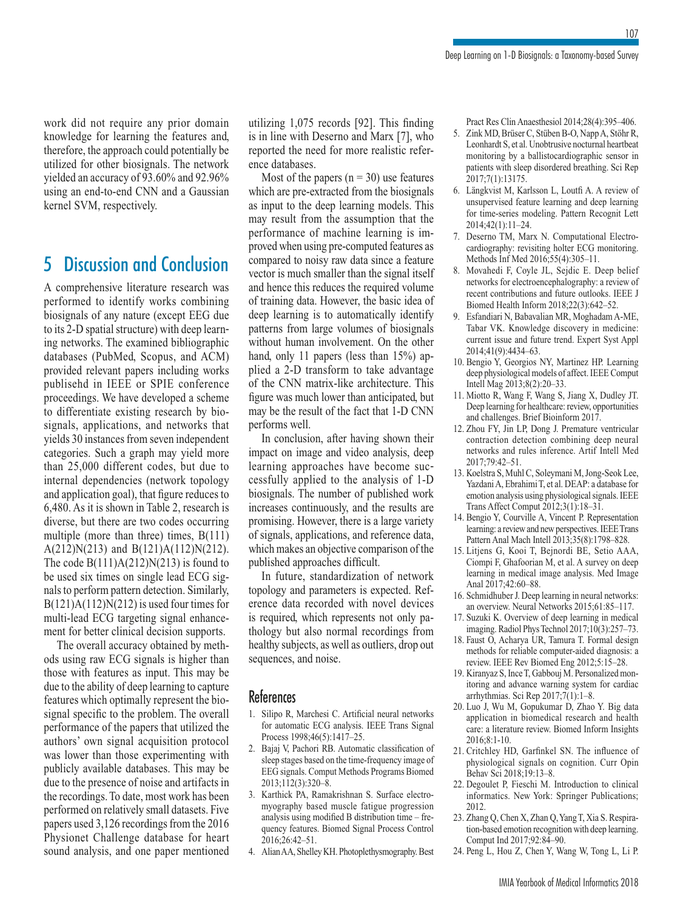work did not require any prior domain knowledge for learning the features and, therefore, the approach could potentially be utilized for other biosignals. The network yielded an accuracy of 93.60% and 92.96% using an end-to-end CNN and a Gaussian kernel SVM, respectively.

## 5 Discussion and Conclusion

A comprehensive literature research was performed to identify works combining biosignals of any nature (except EEG due to its 2-D spatial structure) with deep learning networks. The examined bibliographic databases (PubMed, Scopus, and ACM) provided relevant papers including works publisehd in IEEE or SPIE conference proceedings. We have developed a scheme to differentiate existing research by biosignals, applications, and networks that yields 30 instances from seven independent categories. Such a graph may yield more than 25,000 different codes, but due to internal dependencies (network topology and application goal), that figure reduces to 6,480. As it is shown in Table 2, research is diverse, but there are two codes occurring multiple (more than three) times, B(111) A(212)N(213) and B(121)A(112)N(212). The code B(111)A(212)N(213) is found to be used six times on single lead ECG signals to perform pattern detection. Similarly, B(121)A(112)N(212) is used four times for multi-lead ECG targeting signal enhancement for better clinical decision supports.

The overall accuracy obtained by methods using raw ECG signals is higher than those with features as input. This may be due to the ability of deep learning to capture features which optimally represent the biosignal specific to the problem. The overall performance of the papers that utilized the authors' own signal acquisition protocol was lower than those experimenting with publicly available databases. This may be due to the presence of noise and artifacts in the recordings. To date, most work has been performed on relatively small datasets. Five papers used 3,126 recordings from the 2016 Physionet Challenge database for heart sound analysis, and one paper mentioned utilizing 1,075 records [92]. This finding is in line with Deserno and Marx [7], who reported the need for more realistic reference databases.

Most of the papers (n = 30) use features which are pre-extracted from the biosignals as input to the deep learning models. This may result from the assumption that the performance of machine learning is improved when using pre-computed features as compared to noisy raw data since a feature vector is much smaller than the signal itself and hence this reduces the required volume of training data. However, the basic idea of deep learning is to automatically identify patterns from large volumes of biosignals without human involvement. On the other hand, only 11 papers (less than 15%) applied a 2-D transform to take advantage of the CNN matrix-like architecture. This figure was much lower than anticipated, but may be the result of the fact that 1-D CNN performs well.

In conclusion, after having shown their impact on image and video analysis, deep learning approaches have become successfully applied to the analysis of 1-D biosignals. The number of published work increases continuously, and the results are promising. However, there is a large variety of signals, applications, and reference data, which makes an objective comparison of the published approaches difficult.

In future, standardization of network topology and parameters is expected. Reference data recorded with novel devices is required, which represents not only pathology but also normal recordings from healthy subjects, as well as outliers, drop out sequences, and noise.

## References

1. Silipo R, Marchesi C. Artificial neural networks for automatic ECG analysis. IEEE Trans Signal Process 1998;46(5):1417–25.
2. Bajaj V, Pachori RB. Automatic classification of sleep stages based on the time-frequency image of EEG signals. Comput Methods Programs Biomed 2013;112(3):320–8.
3. Karthick PA, Ramakrishnan S. Surface electromyography based muscle fatigue progression analysis using modified B distribution time – frequency features. Biomed Signal Process Control 2016;26:42–51.
4. Alian AA, Shelley KH. Photoplethysmography. Best Pract Res Clin Anaesthesiol 2014;28(4):395–406.
5. Zink MD, Brüser C, Stüben B-O, Napp A, Stöhr R, Leonhardt S, et al. Unobtrusive nocturnal heartbeat monitoring by a ballistocardiographic sensor in patients with sleep disordered breathing. Sci Rep 2017;7(1):13175.
6. Längkvist M, Karlsson L, Loutfi A. A review of unsupervised feature learning and deep learning for time-series modeling. Pattern Recognit Lett 2014;42(1):11–24.
7. Deserno TM, Marx N. Computational Electrocardiography: revisiting holter ECG monitoring. Methods Inf Med 2016;55(4):305–11.
8. Movahedi F, Coyle JL, Sejdic E. Deep belief networks for electroencephalography: a review of recent contributions and future outlooks. IEEE J Biomed Health Inform 2018;22(3):642–52.
9. Esfandiari N, Babavalian MR, Moghadam A-ME, Tabar VK. Knowledge discovery in medicine: current issue and future trend. Expert Syst Appl 2014;41(9):4434–63.
10. Bengio Y, Georgios NY, Martinez HP. Learning deep physiological models of affect. IEEE Comput Intell Mag 2013;8(2):20–33.
11. Miotto R, Wang F, Wang S, Jiang X, Dudley JT. Deep learning for healthcare: review, opportunities and challenges. Brief Bioinform 2017.
12. Zhou FY, Jin LP, Dong J. Premature ventricular contraction detection combining deep neural networks and rules inference. Artif Intell Med 2017;79:42–51.
13. Koelstra S, Muhl C, Soleymani M, Jong-Seok Lee, Yazdani A, Ebrahimi T, et al. DEAP: a database for emotion analysis using physiological signals. IEEE Trans Affect Comput 2012;3(1):18–31.
14. Bengio Y, Courville A, Vincent P. Representation learning: a review and new perspectives. IEEE Trans Pattern Anal Mach Intell 2013;35(8):1798–828.
15. Litjens G, Kooi T, Bejnordi BE, Setio AAA, Ciompi F, Ghafoorian M, et al. A survey on deep learning in medical image analysis. Med Image Anal 2017;42:60–88.
16. Schmidhuber J. Deep learning in neural networks: an overview. Neural Networks 2015;61:85–117.
17. Suzuki K. Overview of deep learning in medical imaging. Radiol Phys Technol 2017;10(3):257–73.
18. Faust O, Acharya UR, Tamura T. Formal design methods for reliable computer-aided diagnosis: a review. IEEE Rev Biomed Eng 2012;5:15–28.
19. Kiranyaz S, Ince T, Gabbouj M. Personalized monitoring and advance warning system for cardiac arrhythmias. Sci Rep 2017;7(1):1–8.
20. Luo J, Wu M, Gopukumar D, Zhao Y. Big data application in biomedical research and health care: a literature review. Biomed Inform Insights 2016;8:1-10.
21. Critchley HD, Garfinkel SN. The influence of physiological signals on cognition. Curr Opin Behav Sci 2018;19:13–8.
22. Degoulet P, Fieschi M. Introduction to clinical informatics. New York: Springer Publications; 2012.
23. Zhang Q, Chen X, Zhan Q, Yang T, Xia S. Respiration-based emotion recognition with deep learning. Comput Ind 2017;92:84–90.
24. Peng L, Hou Z, Chen Y, Wang W, Tong L, Li P.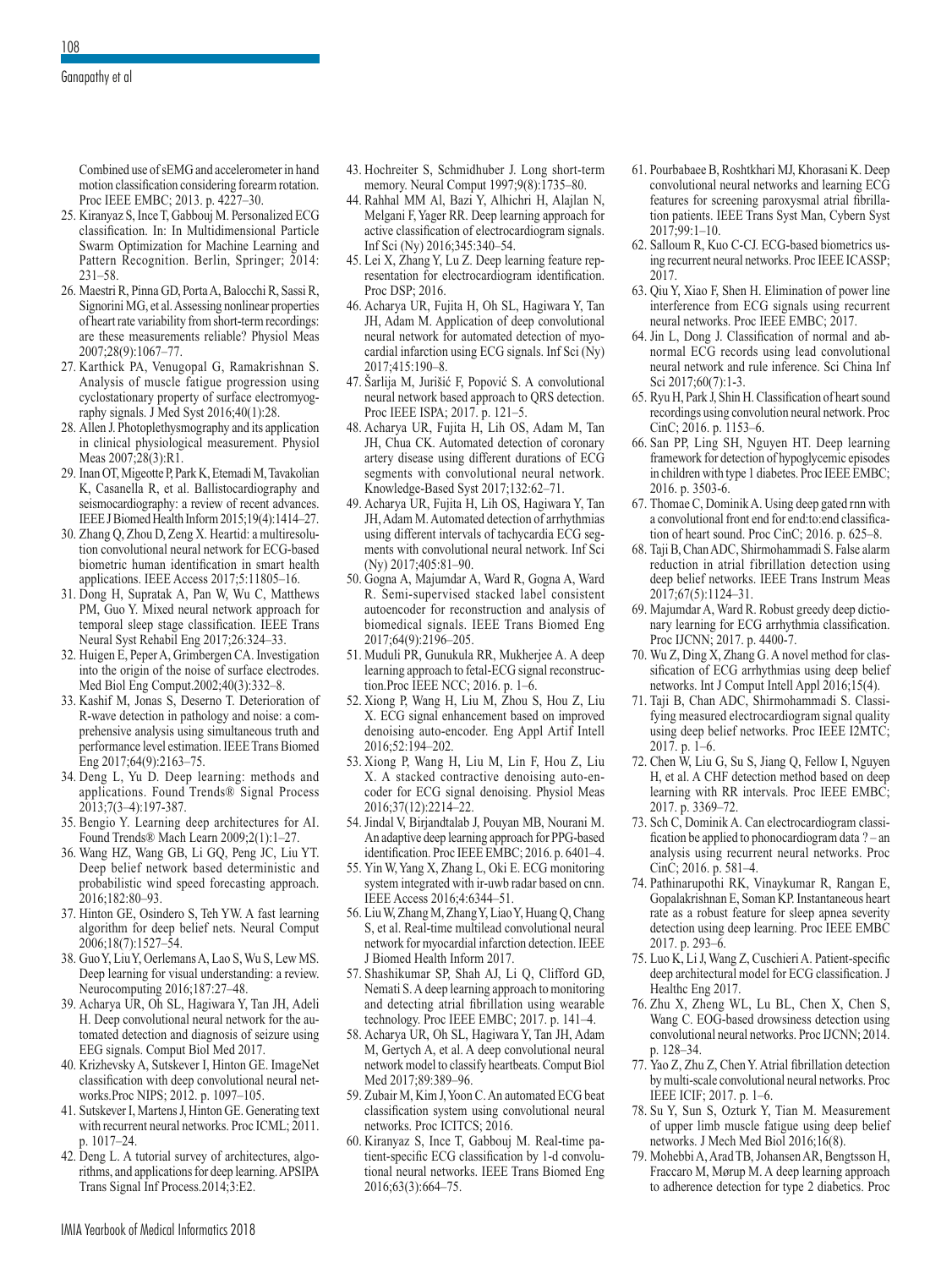Combined use of sEMG and accelerometer in hand motion classification considering forearm rotation. Proc IEEE EMBC; 2013. p. 4227–30.

25. Kiranyaz S, Ince T, Gabbouj M. Personalized ECG classification. In: In Multidimensional Particle Swarm Optimization for Machine Learning and Pattern Recognition. Berlin, Springer; 2014: 231–58.
26. Maestri R, Pinna GD, Porta A, Balocchi R, Sassi R, Signorini MG, et al. Assessing nonlinear properties of heart rate variability from short-term recordings: are these measurements reliable? Physiol Meas 2007;28(9):1067–77.
27. Karthick PA, Venugopal G, Ramakrishnan S. Analysis of muscle fatigue progression using cyclostationary property of surface electromyography signals. J Med Syst 2016;40(1):28.
28. Allen J. Photoplethysmography and its application in clinical physiological measurement. Physiol Meas 2007;28(3):R1.
29. Inan OT, Migeotte P, Park K, Etemadi M, Tavakolian K, Casanella R, et al. Ballistocardiography and seismocardiography: a review of recent advances. IEEE J Biomed Health Inform 2015;19(4):1414–27.
30. Zhang Q, Zhou D, Zeng X. Heartid: a multiresolution convolutional neural network for ECG-based biometric human identification in smart health applications. IEEE Access 2017;5:11805–16.
31. Dong H, Supratak A, Pan W, Wu C, Matthews PM, Guo Y. Mixed neural network approach for temporal sleep stage classification. IEEE Trans Neural Syst Rehabil Eng 2017;26:324–33.
32. Huigen E, Peper A, Grimbergen CA. Investigation into the origin of the noise of surface electrodes. Med Biol Eng Comput.2002;40(3):332–8.
33. Kashif M, Jonas S, Deserno T. Deterioration of R-wave detection in pathology and noise: a comprehensive analysis using simultaneous truth and performance level estimation. IEEE Trans Biomed Eng 2017;64(9):2163–75.
34. Deng L, Yu D. Deep learning: methods and applications. Found Trends® Signal Process 2013;7(3–4):197-387.
35. Bengio Y. Learning deep architectures for AI. Found Trends® Mach Learn 2009;2(1):1–27.
36. Wang HZ, Wang GB, Li GQ, Peng JC, Liu YT. Deep belief network based deterministic and probabilistic wind speed forecasting approach. 2016;182:80–93.
37. Hinton GE, Osindero S, Teh YW. A fast learning algorithm for deep belief nets. Neural Comput 2006;18(7):1527–54.
38. Guo Y, Liu Y, Oerlemans A, Lao S, Wu S, Lew MS. Deep learning for visual understanding: a review. Neurocomputing 2016;187:27–48.
39. Acharya UR, Oh SL, Hagiwara Y, Tan JH, Adeli H. Deep convolutional neural network for the automated detection and diagnosis of seizure using EEG signals. Comput Biol Med 2017.
40. Krizhevsky A, Sutskever I, Hinton GE. ImageNet classification with deep convolutional neural networks.Proc NIPS; 2012. p. 1097–105.
41. Sutskever I, Martens J, Hinton GE. Generating text with recurrent neural networks. Proc ICML; 2011. p. 1017–24.
42. Deng L. A tutorial survey of architectures, algorithms, and applications for deep learning. APSIPA Trans Signal Inf Process.2014;3:E2.
43. Hochreiter S, Schmidhuber J. Long short-term memory. Neural Comput 1997;9(8):1735–80.
44. Rahhal MM Al, Bazi Y, Alhichri H, Alajlan N, Melgani F, Yager RR. Deep learning approach for active classification of electrocardiogram signals. Inf Sci (Ny) 2016;345:340–54.
45. Lei X, Zhang Y, Lu Z. Deep learning feature representation for electrocardiogram identification. Proc DSP; 2016.
46. Acharya UR, Fujita H, Oh SL, Hagiwara Y, Tan JH, Adam M. Application of deep convolutional neural network for automated detection of myocardial infarction using ECG signals. Inf Sci (Ny) 2017;415:190–8.
47. Šarlija M, Jurišić F, Popović S. A convolutional neural network based approach to QRS detection. Proc IEEE ISPA; 2017. p. 121–5.
48. Acharya UR, Fujita H, Lih OS, Adam M, Tan JH, Chua CK. Automated detection of coronary artery disease using different durations of ECG segments with convolutional neural network. Knowledge-Based Syst 2017;132:62–71.
49. Acharya UR, Fujita H, Lih OS, Hagiwara Y, Tan JH, Adam M. Automated detection of arrhythmias using different intervals of tachycardia ECG segments with convolutional neural network. Inf Sci (Ny) 2017;405:81–90.
50. Gogna A, Majumdar A, Ward R, Gogna A, Ward R. Semi-supervised stacked label consistent autoencoder for reconstruction and analysis of biomedical signals. IEEE Trans Biomed Eng 2017;64(9):2196–205.
51. Muduli PR, Gunukula RR, Mukherjee A. A deep learning approach to fetal-ECG signal reconstruction.Proc IEEE NCC; 2016. p. 1–6.
52. Xiong P, Wang H, Liu M, Zhou S, Hou Z, Liu X. ECG signal enhancement based on improved denoising auto-encoder. Eng Appl Artif Intell 2016;52:194–202.
53. Xiong P, Wang H, Liu M, Lin F, Hou Z, Liu X. A stacked contractive denoising auto-encoder for ECG signal denoising. Physiol Meas 2016;37(12):2214–22.
54. Jindal V, Birjandtalab J, Pouyan MB, Nourani M. An adaptive deep learning approach for PPG-based identification. Proc IEEE EMBC; 2016. p. 6401–4.
55. Yin W, Yang X, Zhang L, Oki E. ECG monitoring system integrated with ir-uwb radar based on cnn. IEEE Access 2016;4:6344–51.
56. Liu W, Zhang M, Zhang Y, Liao Y, Huang Q, Chang S, et al. Real-time multilead convolutional neural network for myocardial infarction detection. IEEE J Biomed Health Inform 2017.
57. Shashikumar SP, Shah AJ, Li Q, Clifford GD, Nemati S. A deep learning approach to monitoring and detecting atrial fibrillation using wearable technology. Proc IEEE EMBC; 2017. p. 141–4.
58. Acharya UR, Oh SL, Hagiwara Y, Tan JH, Adam M, Gertych A, et al. A deep convolutional neural network model to classify heartbeats. Comput Biol Med 2017;89:389–96.
59. Zubair M, Kim J, Yoon C. An automated ECG beat classification system using convolutional neural networks. Proc ICITCS; 2016.
60. Kiranyaz S, Ince T, Gabbouj M. Real-time patient-specific ECG classification by 1-d convolutional neural networks. IEEE Trans Biomed Eng 2016;63(3):664–75.
61. Pourbabaee B, Roshtkhari MJ, Khorasani K. Deep convolutional neural networks and learning ECG features for screening paroxysmal atrial fibrillation patients. IEEE Trans Syst Man, Cybern Syst 2017;99:1–10.
62. Salloum R, Kuo C-CJ. ECG-based biometrics using recurrent neural networks. Proc IEEE ICASSP; 2017.
63. Qiu Y, Xiao F, Shen H. Elimination of power line interference from ECG signals using recurrent neural networks. Proc IEEE EMBC; 2017.
64. Jin L, Dong J. Classification of normal and abnormal ECG records using lead convolutional neural network and rule inference. Sci China Inf Sci 2017;60(7):1-3.
65. Ryu H, Park J, Shin H. Classification of heart sound recordings using convolution neural network. Proc CinC; 2016. p. 1153–6.
66. San PP, Ling SH, Nguyen HT. Deep learning framework for detection of hypoglycemic episodes in children with type 1 diabetes. Proc IEEE EMBC; 2016. p. 3503-6.
67. Thomae C, Dominik A. Using deep gated rnn with a convolutional front end for end:to:end classification of heart sound. Proc CinC; 2016. p. 625–8.
68. Taji B, Chan ADC, Shirmohammadi S. False alarm reduction in atrial fibrillation detection using deep belief networks. IEEE Trans Instrum Meas 2017;67(5):1124–31.
69. Majumdar A, Ward R. Robust greedy deep dictionary learning for ECG arrhythmia classification. Proc IJCNN; 2017. p. 4400-7.
70. Wu Z, Ding X, Zhang G. A novel method for classification of ECG arrhythmias using deep belief networks. Int J Comput Intell Appl 2016;15(4).
71. Taji B, Chan ADC, Shirmohammadi S. Classifying measured electrocardiogram signal quality using deep belief networks. Proc IEEE I2MTC; 2017. p. 1–6.
72. Chen W, Liu G, Su S, Jiang Q, Fellow I, Nguyen H, et al. A CHF detection method based on deep learning with RR intervals. Proc IEEE EMBC; 2017. p. 3369–72.
73. Sch C, Dominik A. Can electrocardiogram classification be applied to phonocardiogram data ? – an analysis using recurrent neural networks. Proc CinC; 2016. p. 581–4.
74. Pathinarupothi RK, Vinaykumar R, Rangan E, Gopalakrishnan E, Soman KP. Instantaneous heart rate as a robust feature for sleep apnea severity detection using deep learning. Proc IEEE EMBC 2017. p. 293–6.
75. Luo K, Li J, Wang Z, Cuschieri A. Patient-specific deep architectural model for ECG classification. J Healthc Eng 2017.
76. Zhu X, Zheng WL, Lu BL, Chen X, Chen S, Wang C. EOG-based drowsiness detection using convolutional neural networks. Proc IJCNN; 2014. p. 128–34.
77. Yao Z, Zhu Z, Chen Y. Atrial fibrillation detection by multi-scale convolutional neural networks. Proc IEEE ICIF; 2017. p. 1–6.
78. Su Y, Sun S, Ozturk Y, Tian M. Measurement of upper limb muscle fatigue using deep belief networks. J Mech Med Biol 2016;16(8).
79. Mohebbi A, Arad TB, Johansen AR, Bengtsson H, Fraccaro M, Mørup M. A deep learning approach to adherence detection for type 2 diabetics. Proc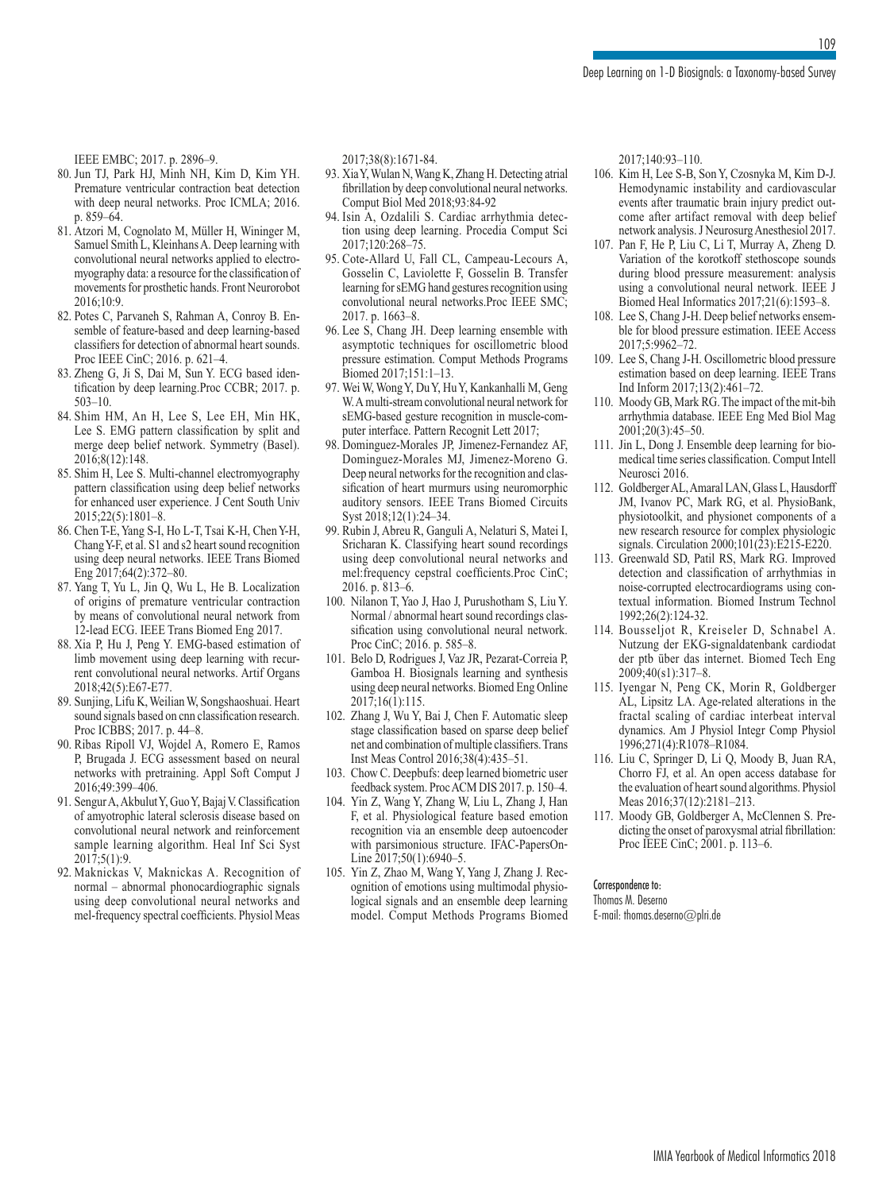IEEE EMBC; 2017. p. 2896–9.

80. Jun TJ, Park HJ, Minh NH, Kim D, Kim YH. Premature ventricular contraction beat detection with deep neural networks. Proc ICMLA; 2016. p. 859–64.
81. Atzori M, Cognolato M, Müller H, Wininger M, Samuel Smith L, Kleinhans A. Deep learning with convolutional neural networks applied to electromyography data: a resource for the classification of movements for prosthetic hands. Front Neurorobot 2016;10:9.
82. Potes C, Parvaneh S, Rahman A, Conroy B. Ensemble of feature-based and deep learning-based classifiers for detection of abnormal heart sounds. Proc IEEE CinC; 2016. p. 621–4.
83. Zheng G, Ji S, Dai M, Sun Y. ECG based identification by deep learning.Proc CCBR; 2017. p. 503–10.
84. Shim HM, An H, Lee S, Lee EH, Min HK, Lee S. EMG pattern classification by split and merge deep belief network. Symmetry (Basel). 2016;8(12):148.
85. Shim H, Lee S. Multi-channel electromyography pattern classification using deep belief networks for enhanced user experience. J Cent South Univ 2015;22(5):1801–8.
86. Chen T-E, Yang S-I, Ho L-T, Tsai K-H, Chen Y-H, Chang Y-F, et al. S1 and s2 heart sound recognition using deep neural networks. IEEE Trans Biomed Eng 2017;64(2):372–80.
87. Yang T, Yu L, Jin Q, Wu L, He B. Localization of origins of premature ventricular contraction by means of convolutional neural network from 12-lead ECG. IEEE Trans Biomed Eng 2017.
88. Xia P, Hu J, Peng Y. EMG-based estimation of limb movement using deep learning with recurrent convolutional neural networks. Artif Organs 2018;42(5):E67-E77.
89. Sunjing, Lifu K, Weilian W, Songshaoshuai. Heart sound signals based on cnn classification research. Proc ICBBS; 2017. p. 44–8.
90. Ribas Ripoll VJ, Wojdel A, Romero E, Ramos P, Brugada J. ECG assessment based on neural networks with pretraining. Appl Soft Comput J 2016;49:399–406.
91. Sengur A, Akbulut Y, Guo Y, Bajaj V. Classification of amyotrophic lateral sclerosis disease based on convolutional neural network and reinforcement sample learning algorithm. Heal Inf Sci Syst 2017;5(1):9.
92. Maknickas V, Maknickas A. Recognition of normal – abnormal phonocardiographic signals using deep convolutional neural networks and mel-frequency spectral coefficients. Physiol Meas 2017;38(8):1671-84.
93. Xia Y, Wulan N, Wang K, Zhang H. Detecting atrial fibrillation by deep convolutional neural networks. Comput Biol Med 2018;93:84-92
94. Isin A, Ozdalili S. Cardiac arrhythmia detection using deep learning. Procedia Comput Sci 2017;120:268–75.
95. Cote-Allard U, Fall CL, Campeau-Lecours A, Gosselin C, Laviolette F, Gosselin B. Transfer learning for sEMG hand gestures recognition using convolutional neural networks.Proc IEEE SMC; 2017. p. 1663–8.
96. Lee S, Chang JH. Deep learning ensemble with asymptotic techniques for oscillometric blood pressure estimation. Comput Methods Programs Biomed 2017;151:1–13.
97. Wei W, Wong Y, Du Y, Hu Y, Kankanhalli M, Geng W. A multi-stream convolutional neural network for sEMG-based gesture recognition in muscle-computer interface. Pattern Recognit Lett 2017;
98. Dominguez-Morales JP, Jimenez-Fernandez AF, Dominguez-Morales MJ, Jimenez-Moreno G. Deep neural networks for the recognition and classification of heart murmurs using neuromorphic auditory sensors. IEEE Trans Biomed Circuits Syst 2018;12(1):24–34.
99. Rubin J, Abreu R, Ganguli A, Nelaturi S, Matei I, Sricharan K. Classifying heart sound recordings using deep convolutional neural networks and mel:frequency cepstral coefficients.Proc CinC; 2016. p. 813–6.
100. Nilanon T, Yao J, Hao J, Purushotham S, Liu Y. Normal / abnormal heart sound recordings classification using convolutional neural network. Proc CinC; 2016. p. 585–8.
101. Belo D, Rodrigues J, Vaz JR, Pezarat-Correia P, Gamboa H. Biosignals learning and synthesis using deep neural networks. Biomed Eng Online 2017;16(1):115.
102. Zhang J, Wu Y, Bai J, Chen F. Automatic sleep stage classification based on sparse deep belief net and combination of multiple classifiers. Trans Inst Meas Control 2016;38(4):435–51.
103. Chow C. Deepbufs: deep learned biometric user feedback system. Proc ACM DIS 2017. p. 150–4.
104. Yin Z, Wang Y, Zhang W, Liu L, Zhang J, Han F, et al. Physiological feature based emotion recognition via an ensemble deep autoencoder with parsimonious structure. IFAC-PapersOnLine 2017;50(1):6940–5.
105. Yin Z, Zhao M, Wang Y, Yang J, Zhang J. Recognition of emotions using multimodal physiological signals and an ensemble deep learning model. Comput Methods Programs Biomed 2017;140:93–110.
106. Kim H, Lee S-B, Son Y, Czosnyka M, Kim D-J. Hemodynamic instability and cardiovascular events after traumatic brain injury predict outcome after artifact removal with deep belief network analysis. J Neurosurg Anesthesiol 2017.
107. Pan F, He P, Liu C, Li T, Murray A, Zheng D. Variation of the korotkoff stethoscope sounds during blood pressure measurement: analysis using a convolutional neural network. IEEE J Biomed Heal Informatics 2017;21(6):1593–8.
108. Lee S, Chang J-H. Deep belief networks ensemble for blood pressure estimation. IEEE Access 2017;5:9962–72.
109. Lee S, Chang J-H. Oscillometric blood pressure estimation based on deep learning. IEEE Trans Ind Inform 2017;13(2):461–72.
110. Moody GB, Mark RG. The impact of the mit-bih arrhythmia database. IEEE Eng Med Biol Mag 2001;20(3):45–50.
111. Jin L, Dong J. Ensemble deep learning for biomedical time series classification. Comput Intell Neurosci 2016.
112. Goldberger AL, Amaral LAN, Glass L, Hausdorff JM, Ivanov PC, Mark RG, et al. PhysioBank, physiotoolkit, and physionet components of a new research resource for complex physiologic signals. Circulation 2000;101(23):E215-E220.
113. Greenwald SD, Patil RS, Mark RG. Improved detection and classification of arrhythmias in noise-corrupted electrocardiograms using contextual information. Biomed Instrum Technol 1992;26(2):124-32.
114. Bousseljot R, Kreiseler D, Schnabel A. Nutzung der EKG-signaldatenbank cardiodat der ptb über das internet. Biomed Tech Eng 2009;40(s1):317–8.
115. Iyengar N, Peng CK, Morin R, Goldberger AL, Lipsitz LA. Age-related alterations in the fractal scaling of cardiac interbeat interval dynamics. Am J Physiol Integr Comp Physiol 1996;271(4):R1078–R1084.
116. Liu C, Springer D, Li Q, Moody B, Juan RA, Chorro FJ, et al. An open access database for the evaluation of heart sound algorithms. Physiol Meas 2016;37(12):2181–213.
117. Moody GB, Goldberger A, McClennen S. Predicting the onset of paroxysmal atrial fibrillation: Proc IEEE CinC; 2001. p. 113–6.

Correspondence to:
Thomas M. Deserno
E-mail: thomas.deserno@plri.de